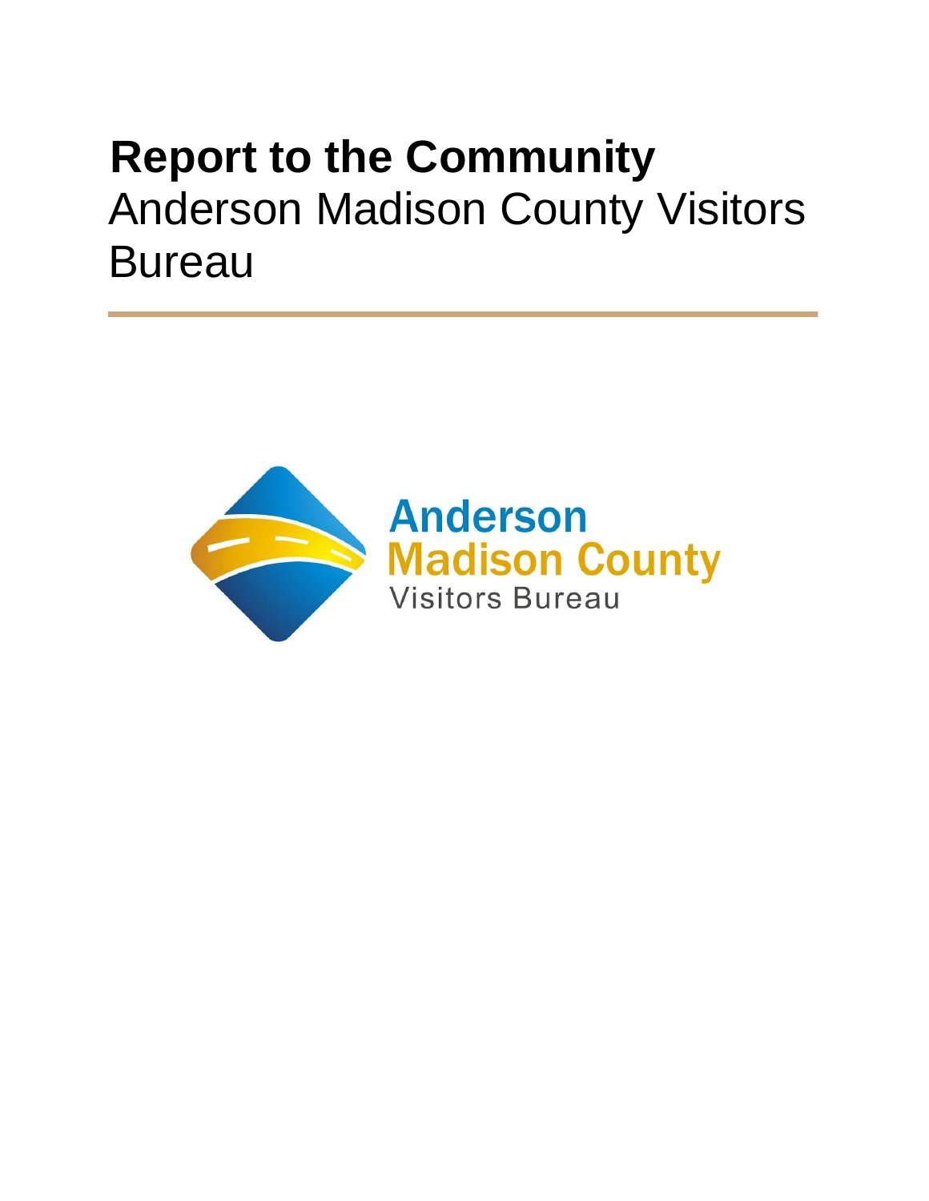# Report to the Community

Anderson Madison County Visitors Bureau

Anderson
Madison County
Visitors Bureau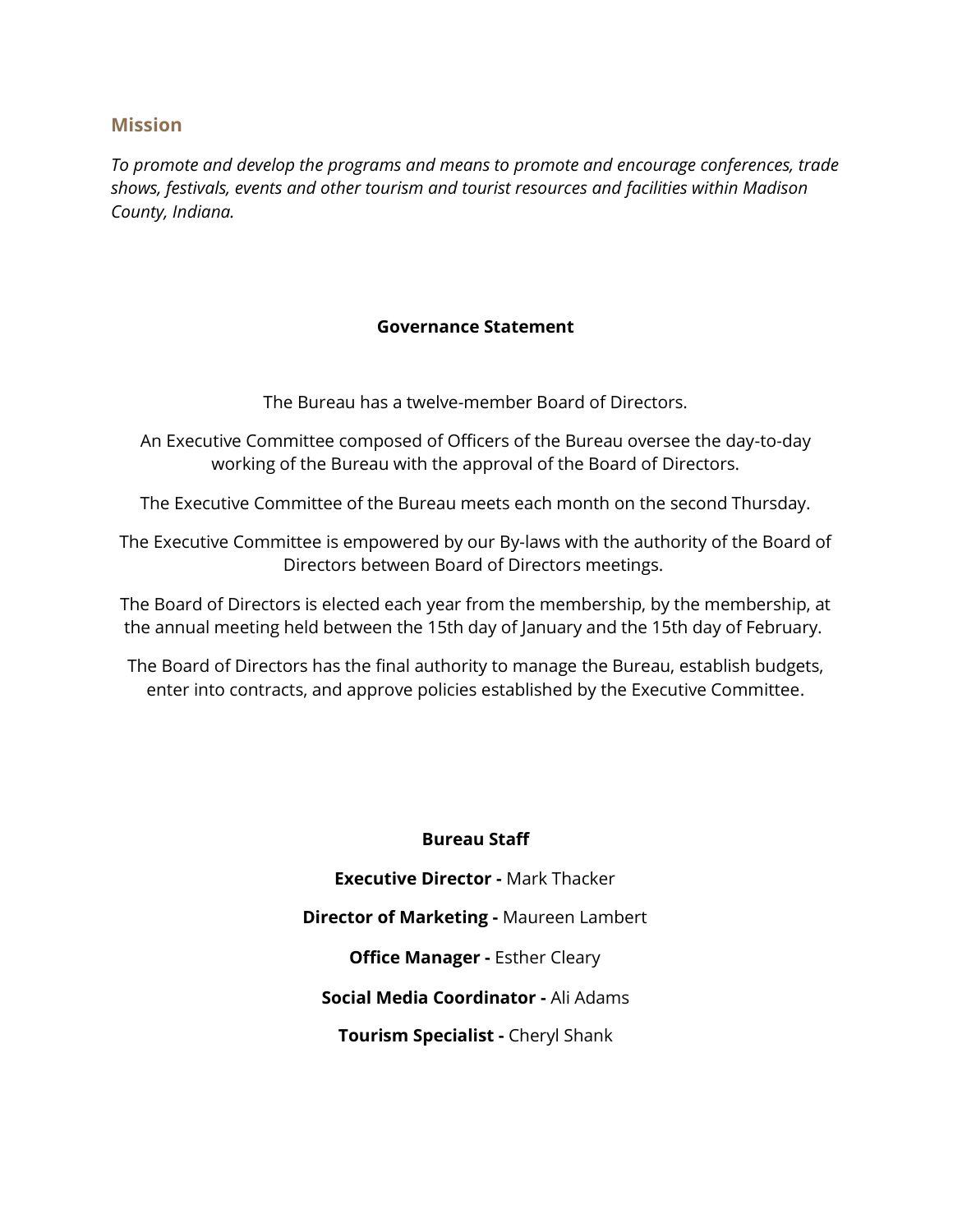## Mission

*To promote and develop the programs and means to promote and encourage conferences, trade shows, festivals, events and other tourism and tourist resources and facilities within Madison County, Indiana.*

**Governance Statement**

The Bureau has a twelve-member Board of Directors.

An Executive Committee composed of Officers of the Bureau oversee the day-to-day working of the Bureau with the approval of the Board of Directors.

The Executive Committee of the Bureau meets each month on the second Thursday.

The Executive Committee is empowered by our By-laws with the authority of the Board of Directors between Board of Directors meetings.

The Board of Directors is elected each year from the membership, by the membership, at the annual meeting held between the 15th day of January and the 15th day of February.

The Board of Directors has the final authority to manage the Bureau, establish budgets, enter into contracts, and approve policies established by the Executive Committee.

**Bureau Staff**

**Executive Director -** Mark Thacker

**Director of Marketing -** Maureen Lambert

**Office Manager -** Esther Cleary

**Social Media Coordinator -** Ali Adams

**Tourism Specialist -** Cheryl Shank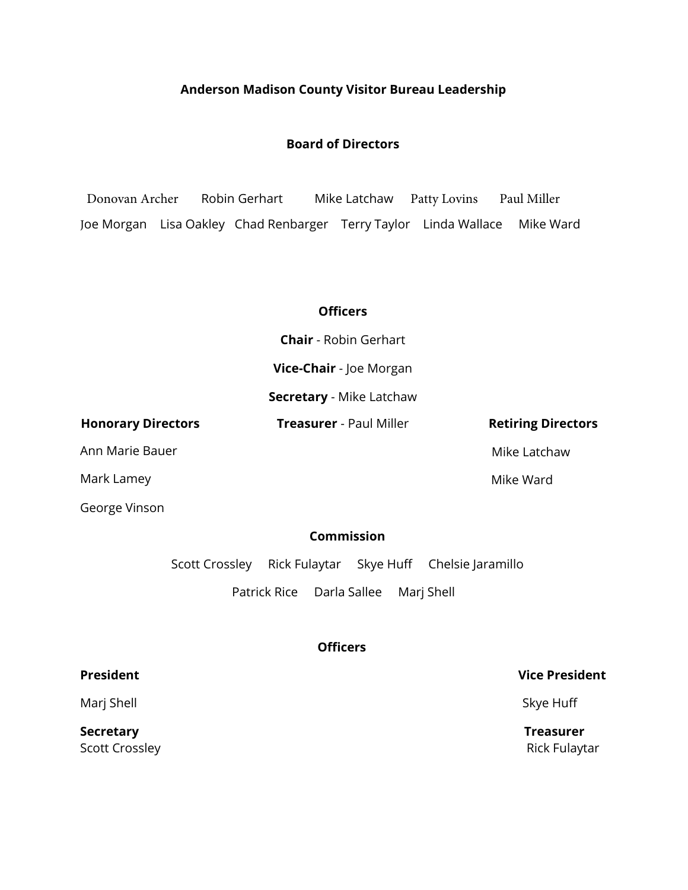# Anderson Madison County Visitor Bureau Leadership

## Board of Directors

Donovan Archer  Robin Gerhart  Mike Latchaw  Patty Lovins  Paul Miller

Joe Morgan  Lisa Oakley  Chad Renbarger  Terry Taylor  Linda Wallace  Mike Ward

### Officers

**Chair** - Robin Gerhart

**Vice-Chair** - Joe Morgan

**Secretary** - Mike Latchaw

**Treasurer** - Paul Miller

### Honorary Directors

Ann Marie Bauer

Mark Lamey

George Vinson

### Retiring Directors

Mike Latchaw

Mike Ward

## Commission

Scott Crossley  Rick Fulaytar  Skye Huff  Chelsie Jaramillo

Patrick Rice  Darla Sallee  Marj Shell

### Officers

**President**

Marj Shell

**Vice President**

Skye Huff

**Secretary**

Scott Crossley

**Treasurer**

Rick Fulaytar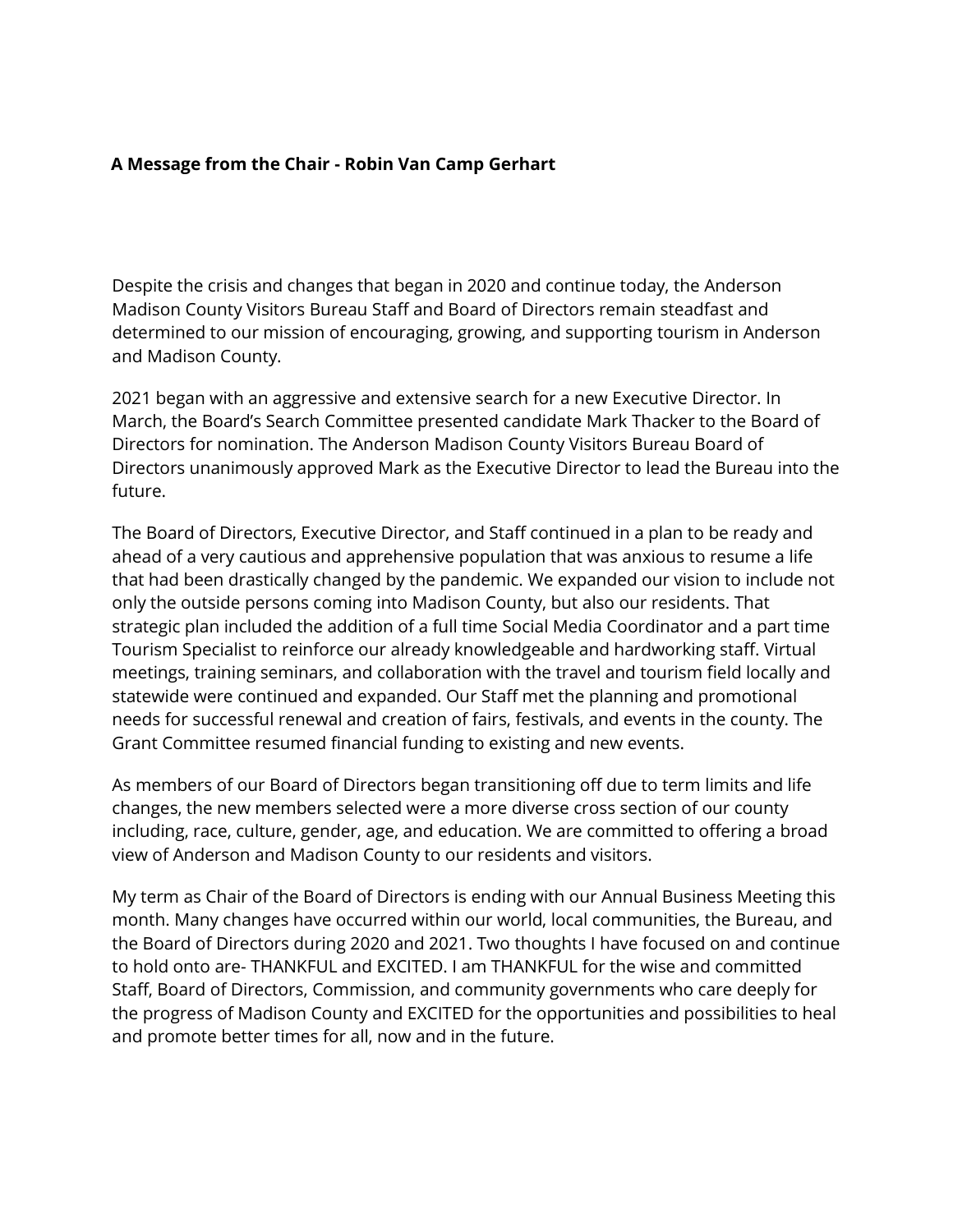**A Message from the Chair - Robin Van Camp Gerhart**

Despite the crisis and changes that began in 2020 and continue today, the Anderson Madison County Visitors Bureau Staff and Board of Directors remain steadfast and determined to our mission of encouraging, growing, and supporting tourism in Anderson and Madison County.

2021 began with an aggressive and extensive search for a new Executive Director. In March, the Board's Search Committee presented candidate Mark Thacker to the Board of Directors for nomination. The Anderson Madison County Visitors Bureau Board of Directors unanimously approved Mark as the Executive Director to lead the Bureau into the future.

The Board of Directors, Executive Director, and Staff continued in a plan to be ready and ahead of a very cautious and apprehensive population that was anxious to resume a life that had been drastically changed by the pandemic. We expanded our vision to include not only the outside persons coming into Madison County, but also our residents. That strategic plan included the addition of a full time Social Media Coordinator and a part time Tourism Specialist to reinforce our already knowledgeable and hardworking staff. Virtual meetings, training seminars, and collaboration with the travel and tourism field locally and statewide were continued and expanded. Our Staff met the planning and promotional needs for successful renewal and creation of fairs, festivals, and events in the county. The Grant Committee resumed financial funding to existing and new events.

As members of our Board of Directors began transitioning off due to term limits and life changes, the new members selected were a more diverse cross section of our county including, race, culture, gender, age, and education. We are committed to offering a broad view of Anderson and Madison County to our residents and visitors.

My term as Chair of the Board of Directors is ending with our Annual Business Meeting this month. Many changes have occurred within our world, local communities, the Bureau, and the Board of Directors during 2020 and 2021. Two thoughts I have focused on and continue to hold onto are- THANKFUL and EXCITED. I am THANKFUL for the wise and committed Staff, Board of Directors, Commission, and community governments who care deeply for the progress of Madison County and EXCITED for the opportunities and possibilities to heal and promote better times for all, now and in the future.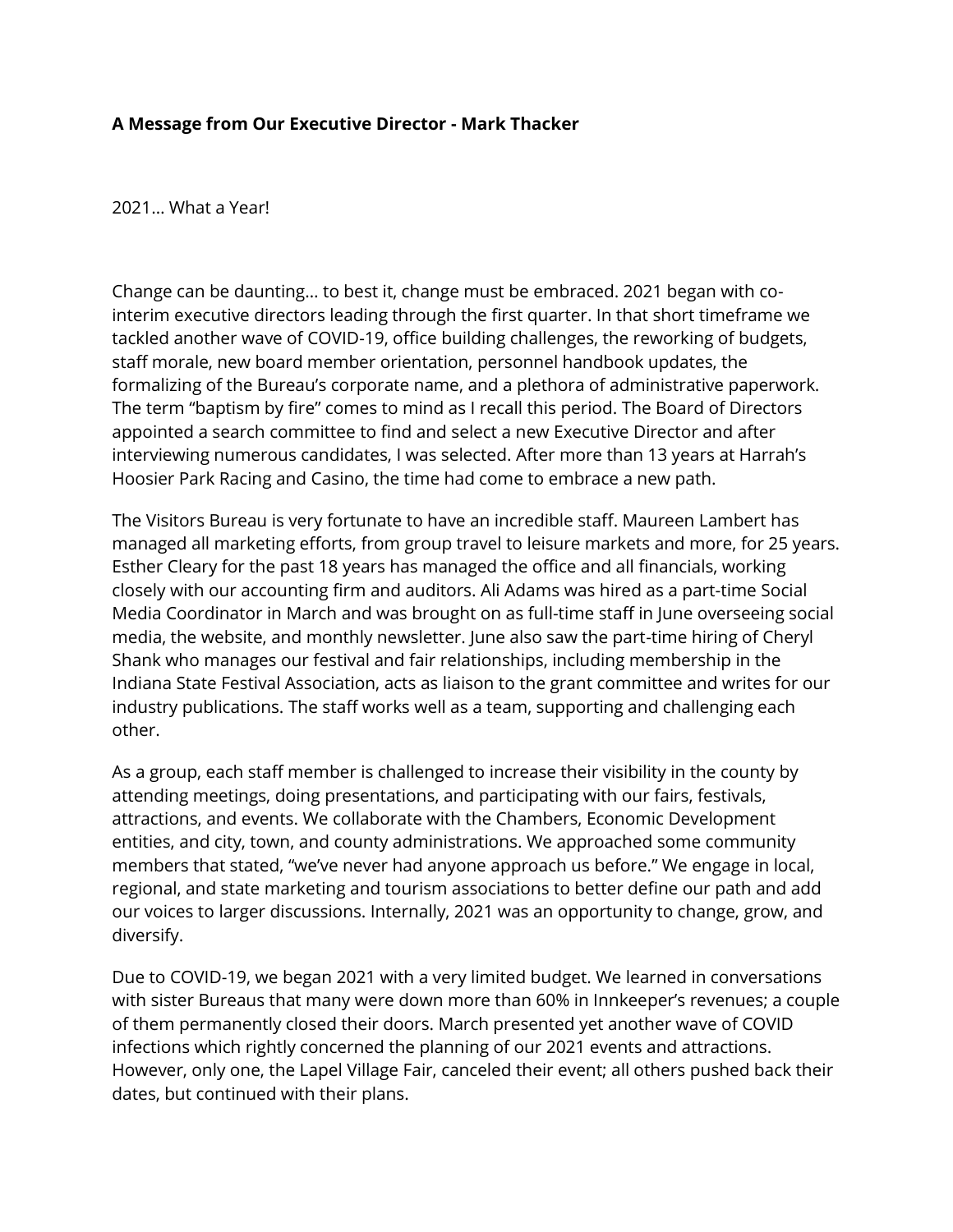**A Message from Our Executive Director - Mark Thacker**

2021… What a Year!

Change can be daunting… to best it, change must be embraced. 2021 began with co-interim executive directors leading through the first quarter. In that short timeframe we tackled another wave of COVID-19, office building challenges, the reworking of budgets, staff morale, new board member orientation, personnel handbook updates, the formalizing of the Bureau's corporate name, and a plethora of administrative paperwork. The term "baptism by fire" comes to mind as I recall this period. The Board of Directors appointed a search committee to find and select a new Executive Director and after interviewing numerous candidates, I was selected. After more than 13 years at Harrah's Hoosier Park Racing and Casino, the time had come to embrace a new path.

The Visitors Bureau is very fortunate to have an incredible staff. Maureen Lambert has managed all marketing efforts, from group travel to leisure markets and more, for 25 years. Esther Cleary for the past 18 years has managed the office and all financials, working closely with our accounting firm and auditors. Ali Adams was hired as a part-time Social Media Coordinator in March and was brought on as full-time staff in June overseeing social media, the website, and monthly newsletter. June also saw the part-time hiring of Cheryl Shank who manages our festival and fair relationships, including membership in the Indiana State Festival Association, acts as liaison to the grant committee and writes for our industry publications. The staff works well as a team, supporting and challenging each other.

As a group, each staff member is challenged to increase their visibility in the county by attending meetings, doing presentations, and participating with our fairs, festivals, attractions, and events. We collaborate with the Chambers, Economic Development entities, and city, town, and county administrations. We approached some community members that stated, "we've never had anyone approach us before." We engage in local, regional, and state marketing and tourism associations to better define our path and add our voices to larger discussions. Internally, 2021 was an opportunity to change, grow, and diversify.

Due to COVID-19, we began 2021 with a very limited budget. We learned in conversations with sister Bureaus that many were down more than 60% in Innkeeper's revenues; a couple of them permanently closed their doors. March presented yet another wave of COVID infections which rightly concerned the planning of our 2021 events and attractions. However, only one, the Lapel Village Fair, canceled their event; all others pushed back their dates, but continued with their plans.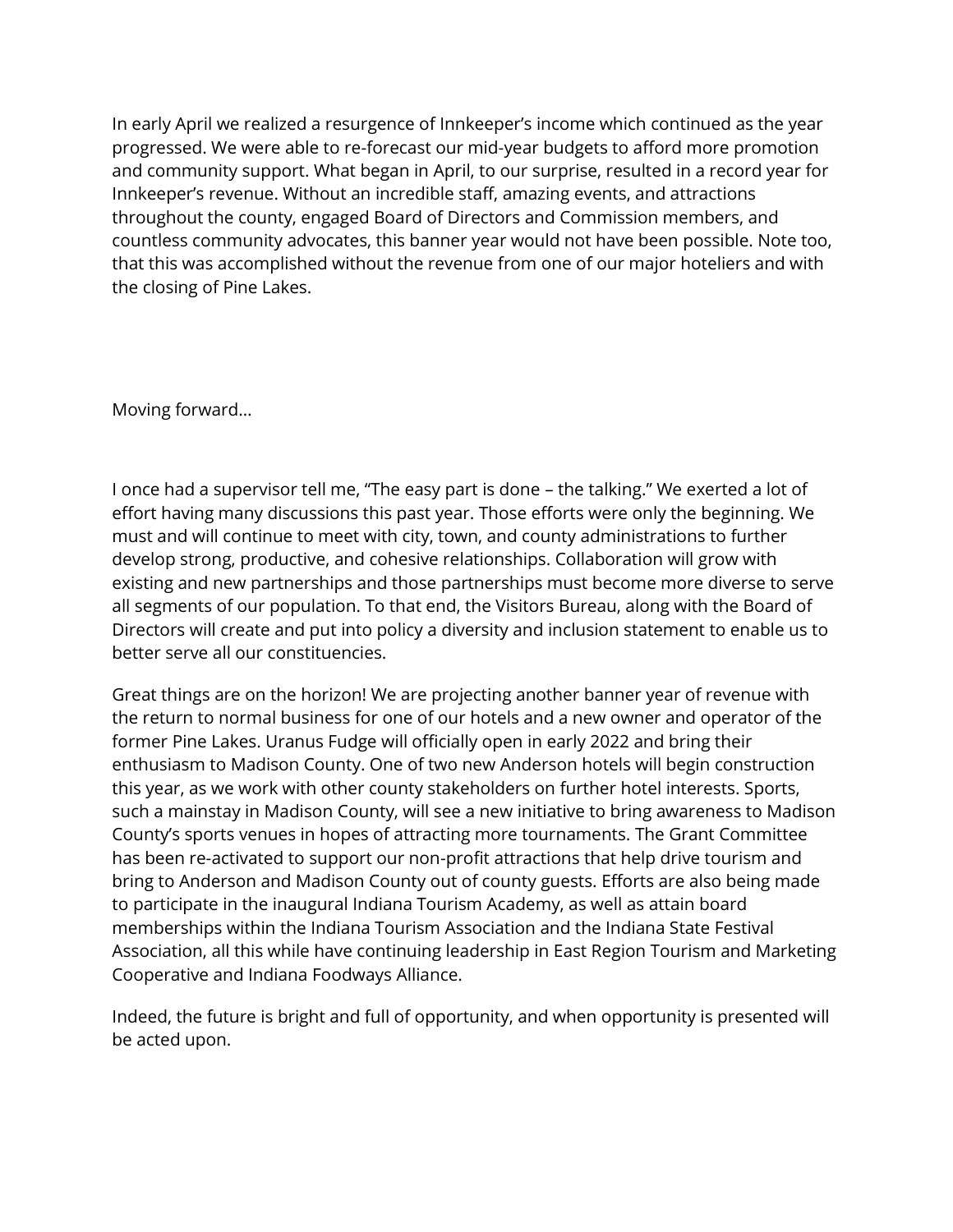In early April we realized a resurgence of Innkeeper's income which continued as the year progressed. We were able to re-forecast our mid-year budgets to afford more promotion and community support. What began in April, to our surprise, resulted in a record year for Innkeeper's revenue. Without an incredible staff, amazing events, and attractions throughout the county, engaged Board of Directors and Commission members, and countless community advocates, this banner year would not have been possible. Note too, that this was accomplished without the revenue from one of our major hoteliers and with the closing of Pine Lakes.

Moving forward…

I once had a supervisor tell me, "The easy part is done – the talking." We exerted a lot of effort having many discussions this past year. Those efforts were only the beginning. We must and will continue to meet with city, town, and county administrations to further develop strong, productive, and cohesive relationships. Collaboration will grow with existing and new partnerships and those partnerships must become more diverse to serve all segments of our population. To that end, the Visitors Bureau, along with the Board of Directors will create and put into policy a diversity and inclusion statement to enable us to better serve all our constituencies.

Great things are on the horizon! We are projecting another banner year of revenue with the return to normal business for one of our hotels and a new owner and operator of the former Pine Lakes. Uranus Fudge will officially open in early 2022 and bring their enthusiasm to Madison County. One of two new Anderson hotels will begin construction this year, as we work with other county stakeholders on further hotel interests. Sports, such a mainstay in Madison County, will see a new initiative to bring awareness to Madison County's sports venues in hopes of attracting more tournaments. The Grant Committee has been re-activated to support our non-profit attractions that help drive tourism and bring to Anderson and Madison County out of county guests. Efforts are also being made to participate in the inaugural Indiana Tourism Academy, as well as attain board memberships within the Indiana Tourism Association and the Indiana State Festival Association, all this while have continuing leadership in East Region Tourism and Marketing Cooperative and Indiana Foodways Alliance.

Indeed, the future is bright and full of opportunity, and when opportunity is presented will be acted upon.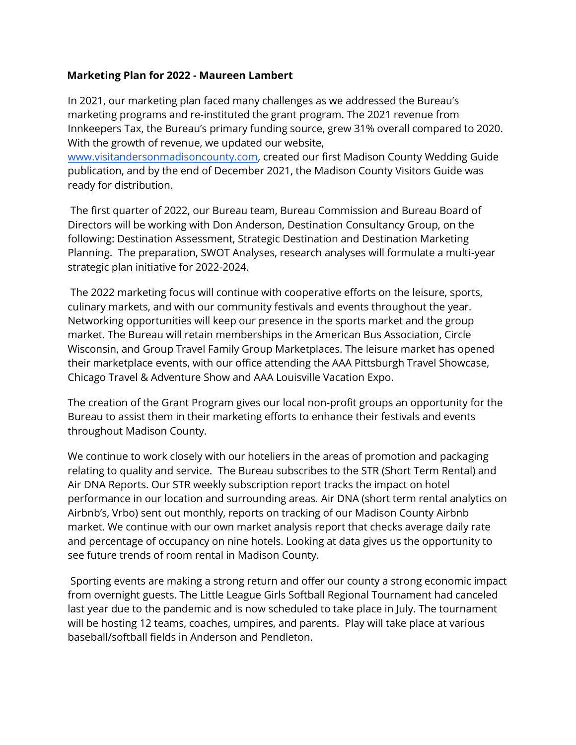**Marketing Plan for 2022 - Maureen Lambert**

In 2021, our marketing plan faced many challenges as we addressed the Bureau's marketing programs and re-instituted the grant program. The 2021 revenue from Innkeepers Tax, the Bureau's primary funding source, grew 31% overall compared to 2020. With the growth of revenue, we updated our website, www.visitandersonmadisoncounty.com, created our first Madison County Wedding Guide publication, and by the end of December 2021, the Madison County Visitors Guide was ready for distribution.

The first quarter of 2022, our Bureau team, Bureau Commission and Bureau Board of Directors will be working with Don Anderson, Destination Consultancy Group, on the following: Destination Assessment, Strategic Destination and Destination Marketing Planning. The preparation, SWOT Analyses, research analyses will formulate a multi-year strategic plan initiative for 2022-2024.

The 2022 marketing focus will continue with cooperative efforts on the leisure, sports, culinary markets, and with our community festivals and events throughout the year. Networking opportunities will keep our presence in the sports market and the group market. The Bureau will retain memberships in the American Bus Association, Circle Wisconsin, and Group Travel Family Group Marketplaces. The leisure market has opened their marketplace events, with our office attending the AAA Pittsburgh Travel Showcase, Chicago Travel & Adventure Show and AAA Louisville Vacation Expo.

The creation of the Grant Program gives our local non-profit groups an opportunity for the Bureau to assist them in their marketing efforts to enhance their festivals and events throughout Madison County.

We continue to work closely with our hoteliers in the areas of promotion and packaging relating to quality and service. The Bureau subscribes to the STR (Short Term Rental) and Air DNA Reports. Our STR weekly subscription report tracks the impact on hotel performance in our location and surrounding areas. Air DNA (short term rental analytics on Airbnb's, Vrbo) sent out monthly, reports on tracking of our Madison County Airbnb market. We continue with our own market analysis report that checks average daily rate and percentage of occupancy on nine hotels. Looking at data gives us the opportunity to see future trends of room rental in Madison County.

Sporting events are making a strong return and offer our county a strong economic impact from overnight guests. The Little League Girls Softball Regional Tournament had canceled last year due to the pandemic and is now scheduled to take place in July. The tournament will be hosting 12 teams, coaches, umpires, and parents. Play will take place at various baseball/softball fields in Anderson and Pendleton.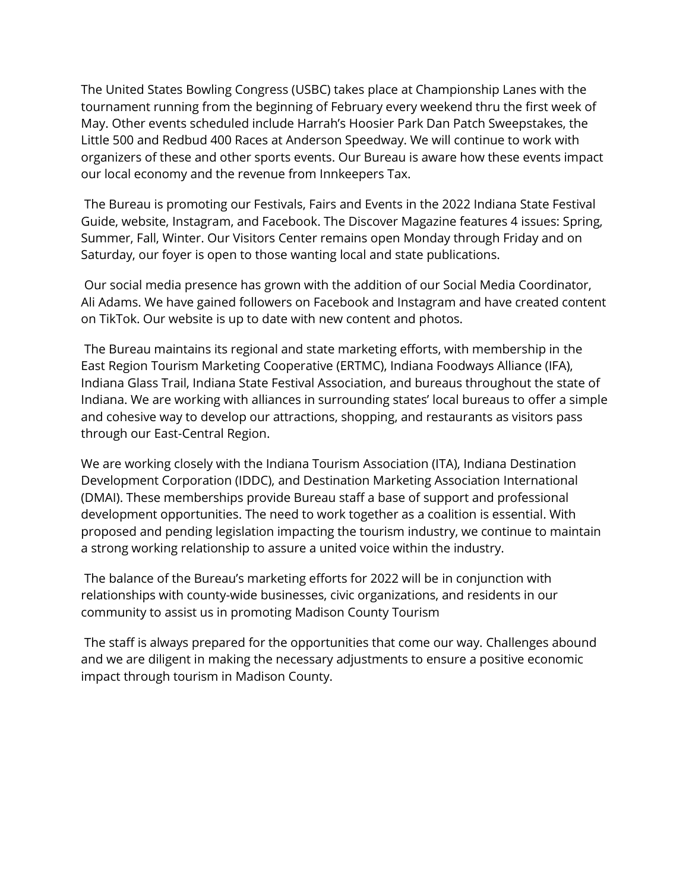The United States Bowling Congress (USBC) takes place at Championship Lanes with the tournament running from the beginning of February every weekend thru the first week of May. Other events scheduled include Harrah's Hoosier Park Dan Patch Sweepstakes, the Little 500 and Redbud 400 Races at Anderson Speedway. We will continue to work with organizers of these and other sports events. Our Bureau is aware how these events impact our local economy and the revenue from Innkeepers Tax.

The Bureau is promoting our Festivals, Fairs and Events in the 2022 Indiana State Festival Guide, website, Instagram, and Facebook. The Discover Magazine features 4 issues: Spring, Summer, Fall, Winter. Our Visitors Center remains open Monday through Friday and on Saturday, our foyer is open to those wanting local and state publications.

Our social media presence has grown with the addition of our Social Media Coordinator, Ali Adams. We have gained followers on Facebook and Instagram and have created content on TikTok. Our website is up to date with new content and photos.

The Bureau maintains its regional and state marketing efforts, with membership in the East Region Tourism Marketing Cooperative (ERTMC), Indiana Foodways Alliance (IFA), Indiana Glass Trail, Indiana State Festival Association, and bureaus throughout the state of Indiana. We are working with alliances in surrounding states' local bureaus to offer a simple and cohesive way to develop our attractions, shopping, and restaurants as visitors pass through our East-Central Region.

We are working closely with the Indiana Tourism Association (ITA), Indiana Destination Development Corporation (IDDC), and Destination Marketing Association International (DMAI). These memberships provide Bureau staff a base of support and professional development opportunities. The need to work together as a coalition is essential. With proposed and pending legislation impacting the tourism industry, we continue to maintain a strong working relationship to assure a united voice within the industry.

The balance of the Bureau's marketing efforts for 2022 will be in conjunction with relationships with county-wide businesses, civic organizations, and residents in our community to assist us in promoting Madison County Tourism

The staff is always prepared for the opportunities that come our way. Challenges abound and we are diligent in making the necessary adjustments to ensure a positive economic impact through tourism in Madison County.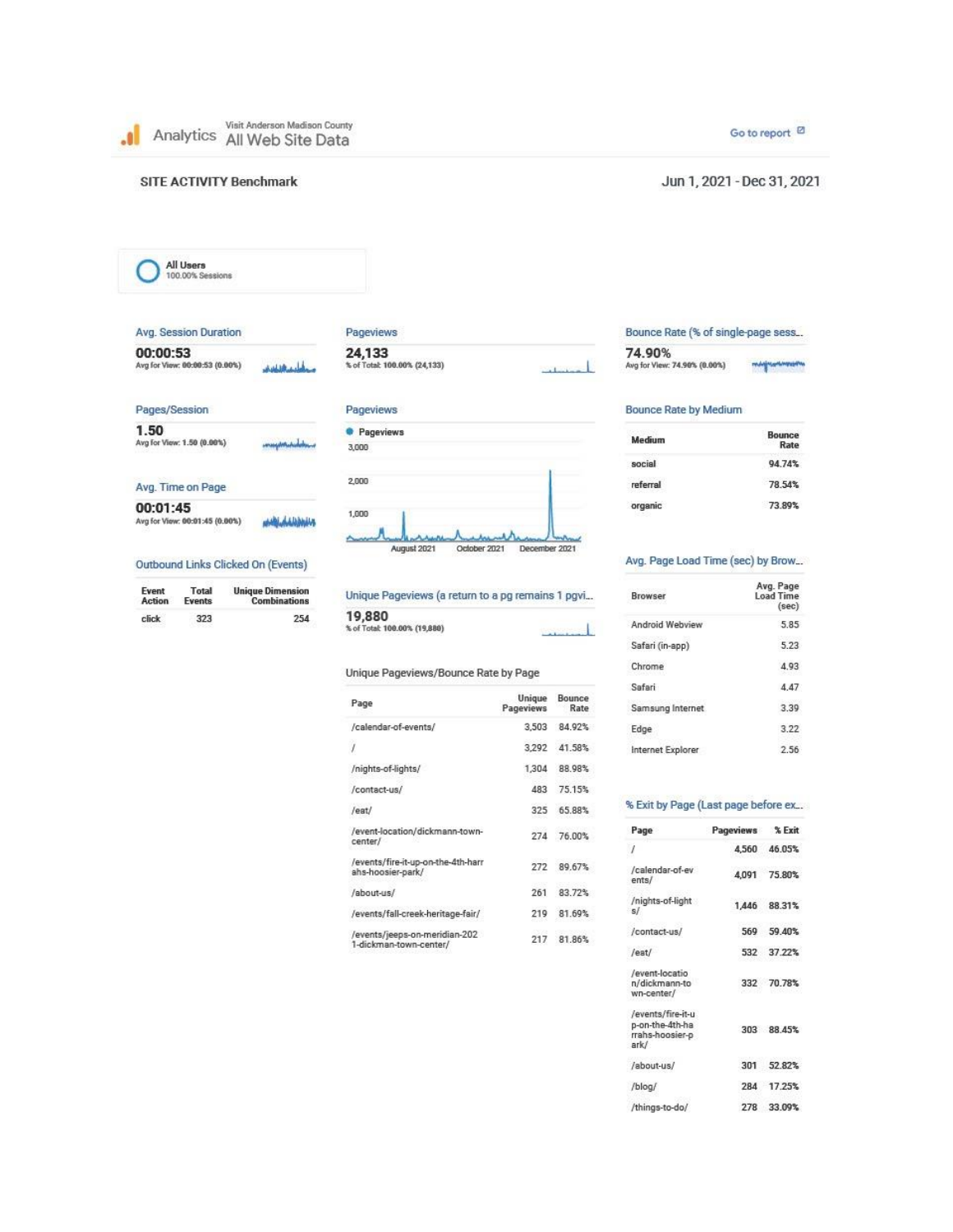Analytics Visit Anderson Madison County
All Web Site Data

Go to report

**SITE ACTIVITY Benchmark**

Jun 1, 2021 - Dec 31, 2021

All Users
100.00% Sessions

### Avg. Session Duration

**00:00:53**
Avg for View: 00:00:53 (0.00%)

### Pages/Session

**1.50**
Avg for View: 1.50 (0.00%)

### Avg. Time on Page

**00:01:45**
Avg for View: 00:01:45 (0.00%)

### Outbound Links Clicked On (Events)

| Event Action | Total Events | Unique Dimension Combinations |
|---|---|---|
| click | 323 | 254 |

### Pageviews

**24,133**
% of Total: 100.00% (24,133)

### Pageviews

Pageviews

3,000
2,000
1,000

August 2021 · October 2021 · December 2021

### Unique Pageviews (a return to a pg remains 1 pgvi...

**19,880**
% of Total: 100.00% (19,880)

### Unique Pageviews/Bounce Rate by Page

| Page | Unique Pageviews | Bounce Rate |
|---|---|---|
| /calendar-of-events/ | 3,503 | 84.92% |
| / | 3,292 | 41.58% |
| /nights-of-lights/ | 1,304 | 88.98% |
| /contact-us/ | 483 | 75.15% |
| /eat/ | 325 | 65.88% |
| /event-location/dickmann-town-center/ | 274 | 76.00% |
| /events/fire-it-up-on-the-4th-harrahs-hoosier-park/ | 272 | 89.67% |
| /about-us/ | 261 | 83.72% |
| /events/fall-creek-heritage-fair/ | 219 | 81.69% |
| /events/jeeps-on-meridian-2021-dickman-town-center/ | 217 | 81.86% |

### Bounce Rate (% of single-page sess...

**74.90%**
Avg for View: 74.90% (0.00%)

### Bounce Rate by Medium

| Medium | Bounce Rate |
|---|---|
| social | 94.74% |
| referral | 78.54% |
| organic | 73.89% |

### Avg. Page Load Time (sec) by Brow...

| Browser | Avg. Page Load Time (sec) |
|---|---|
| Android Webview | 5.85 |
| Safari (in-app) | 5.23 |
| Chrome | 4.93 |
| Safari | 4.47 |
| Samsung Internet | 3.39 |
| Edge | 3.22 |
| Internet Explorer | 2.56 |

### % Exit by Page (Last page before ex...

| Page | Pageviews | % Exit |
|---|---|---|
| / | 4,560 | 46.05% |
| /calendar-of-events/ | 4,091 | 75.80% |
| /nights-of-lights/ | 1,446 | 88.31% |
| /contact-us/ | 569 | 59.40% |
| /eat/ | 532 | 37.22% |
| /event-location/dickmann-town-center/ | 332 | 70.78% |
| /events/fire-it-up-on-the-4th-harrahs-hoosier-park/ | 303 | 88.45% |
| /about-us/ | 301 | 52.82% |
| /blog/ | 284 | 17.25% |
| /things-to-do/ | 278 | 33.09% |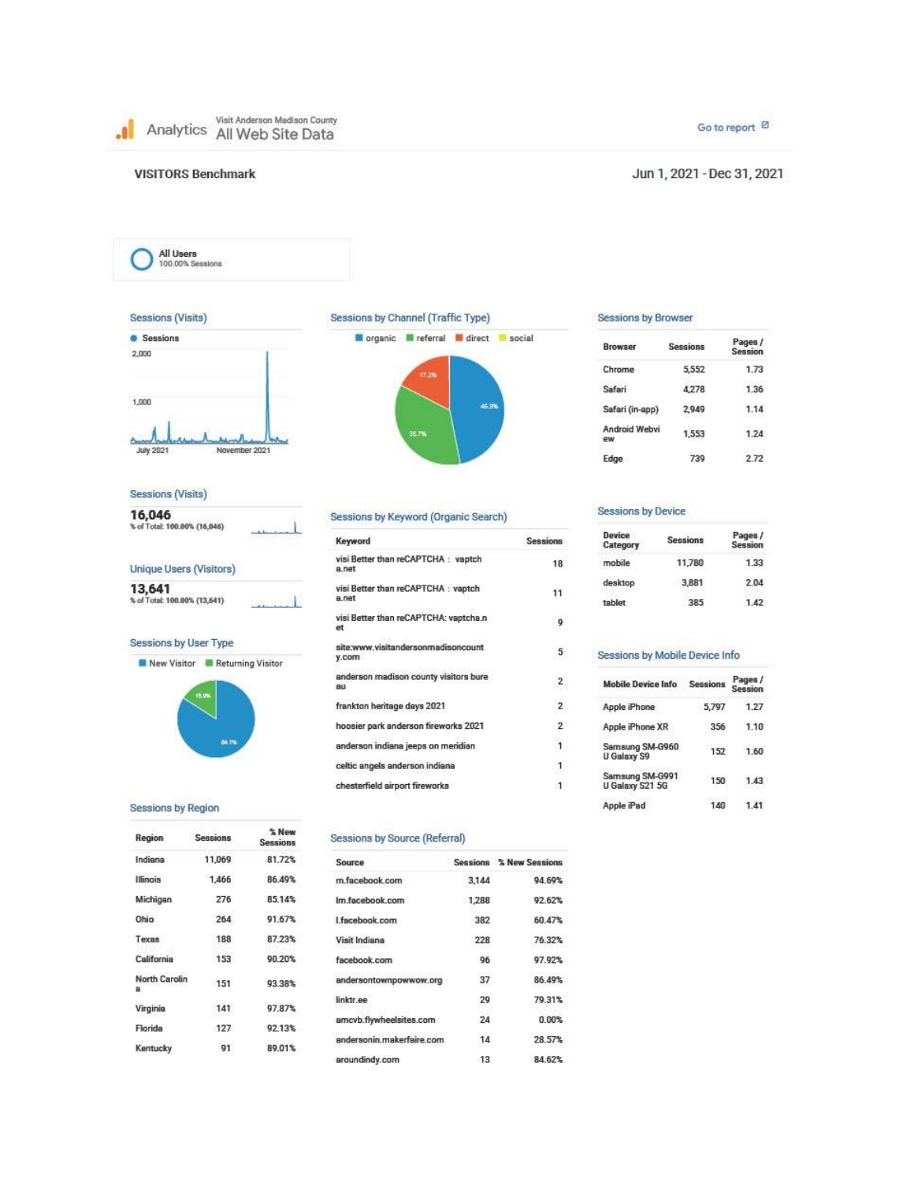Analytics Visit Anderson Madison County All Web Site Data

Go to report

## VISITORS Benchmark

Jun 1, 2021 - Dec 31, 2021

All Users 100.00% Sessions

### Sessions (Visits)

Sessions

2,000

1,000

July 2021 November 2021

### Sessions (Visits)

**16,046**
% of Total: 100.00% (16,046)

### Unique Users (Visitors)

**13,641**
% of Total: 100.00% (13,641)

### Sessions by User Type

New Visitor | Returning Visitor

15.9% | 84.1%

### Sessions by Region

| Region | Sessions | % New Sessions |
|---|---|---|
| Indiana | 11,069 | 81.72% |
| Illinois | 1,466 | 86.49% |
| Michigan | 276 | 85.14% |
| Ohio | 264 | 91.67% |
| Texas | 188 | 87.23% |
| California | 153 | 90.20% |
| North Carolina | 151 | 93.38% |
| Virginia | 141 | 97.87% |
| Florida | 127 | 92.13% |
| Kentucky | 91 | 89.01% |

### Sessions by Channel (Traffic Type)

organic | referral | direct | social

46.9% | 35.7% | 17.2%

### Sessions by Keyword (Organic Search)

| Keyword | Sessions |
|---|---|
| visi Better than reCAPTCHA : vaptcha.net | 18 |
| visi Better than reCAPTCHA : vaptcha.net | 11 |
| visi Better than reCAPTCHA: vaptcha.net | 9 |
| site:www.visitandersonmadisoncounty.com | 5 |
| anderson madison county visitors bureau | 2 |
| frankton heritage days 2021 | 2 |
| hoosier park anderson fireworks 2021 | 2 |
| anderson indiana jeeps on meridian | 1 |
| celtic angels anderson indiana | 1 |
| chesterfield airport fireworks | 1 |

### Sessions by Source (Referral)

| Source | Sessions | % New Sessions |
|---|---|---|
| m.facebook.com | 3,144 | 94.69% |
| lm.facebook.com | 1,288 | 92.62% |
| l.facebook.com | 382 | 60.47% |
| Visit Indiana | 228 | 76.32% |
| facebook.com | 96 | 97.92% |
| andersontownpowwow.org | 37 | 86.49% |
| linktr.ee | 29 | 79.31% |
| amcvb.flywheelsites.com | 24 | 0.00% |
| andersonin.makerfaire.com | 14 | 28.57% |
| aroundindy.com | 13 | 84.62% |

### Sessions by Browser

| Browser | Sessions | Pages / Session |
|---|---|---|
| Chrome | 5,552 | 1.73 |
| Safari | 4,278 | 1.36 |
| Safari (in-app) | 2,949 | 1.14 |
| Android Webview | 1,553 | 1.24 |
| Edge | 739 | 2.72 |

### Sessions by Device

| Device Category | Sessions | Pages / Session |
|---|---|---|
| mobile | 11,780 | 1.33 |
| desktop | 3,881 | 2.04 |
| tablet | 385 | 1.42 |

### Sessions by Mobile Device Info

| Mobile Device Info | Sessions | Pages / Session |
|---|---|---|
| Apple iPhone | 5,797 | 1.27 |
| Apple iPhone XR | 356 | 1.10 |
| Samsung SM-G960U Galaxy S9 | 152 | 1.60 |
| Samsung SM-G991U Galaxy S21 5G | 150 | 1.43 |
| Apple iPad | 140 | 1.41 |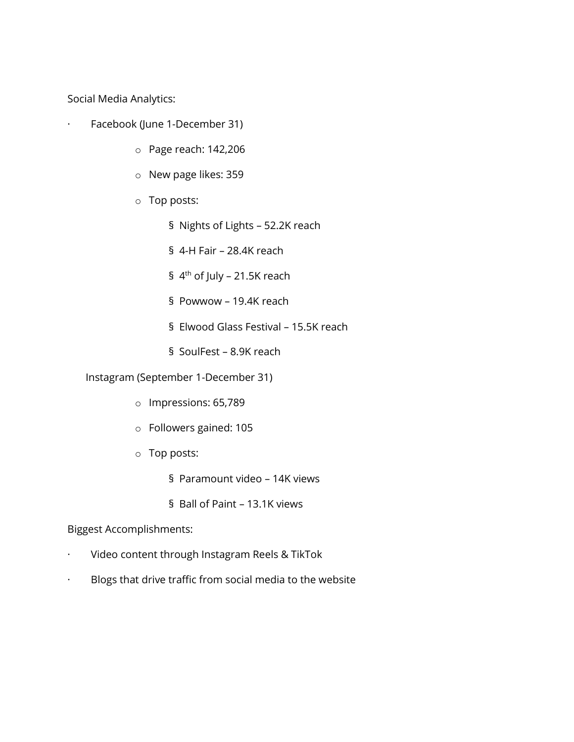Social Media Analytics:

- Facebook (June 1-December 31)
    - Page reach: 142,206
    - New page likes: 359
    - Top posts:
        - Nights of Lights – 52.2K reach
        - 4-H Fair – 28.4K reach
        - 4th of July – 21.5K reach
        - Powwow – 19.4K reach
        - Elwood Glass Festival – 15.5K reach
        - SoulFest – 8.9K reach
- Instagram (September 1-December 31)
    - Impressions: 65,789
    - Followers gained: 105
    - Top posts:
        - Paramount video – 14K views
        - Ball of Paint – 13.1K views

Biggest Accomplishments:

- Video content through Instagram Reels & TikTok
- Blogs that drive traffic from social media to the website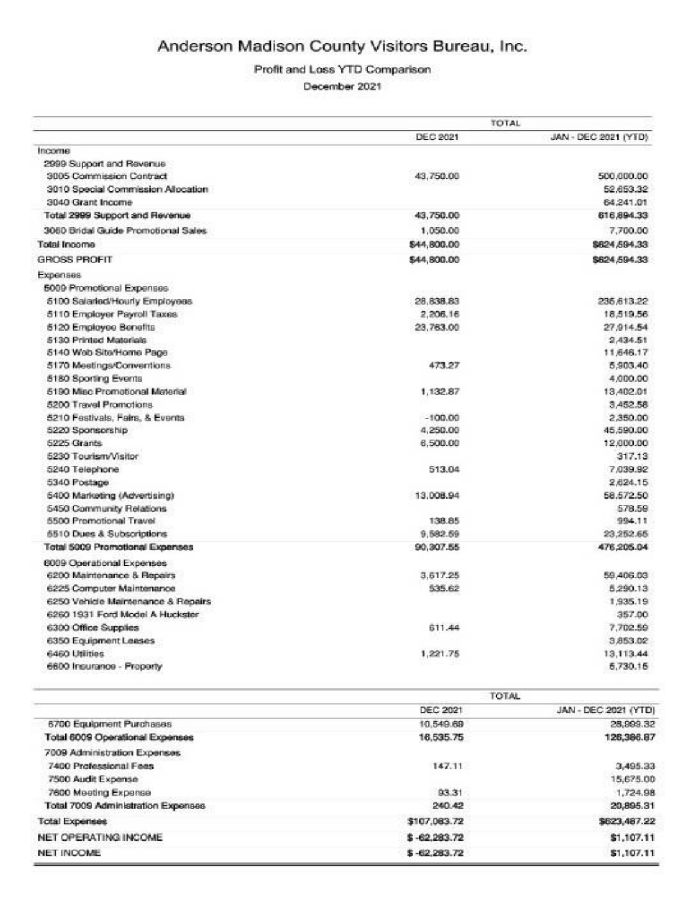# Anderson Madison County Visitors Bureau, Inc.

Profit and Loss YTD Comparison

December 2021

| | TOTAL | |
|---|---|---|
| | DEC 2021 | JAN - DEC 2021 (YTD) |
| Income | | |
| 2999 Support and Revenue | | |
| 3005 Commission Contract | 43,750.00 | 500,000.00 |
| 3010 Special Commission Allocation | | 52,653.32 |
| 3040 Grant Income | | 64,241.01 |
| Total 2999 Support and Revenue | 43,750.00 | 616,894.33 |
| 3060 Bridal Guide Promotional Sales | 1,050.00 | 7,700.00 |
| Total Income | $44,800.00 | $624,594.33 |
| GROSS PROFIT | $44,800.00 | $624,594.33 |
| Expenses | | |
| 5009 Promotional Expenses | | |
| 5100 Salaried/Hourly Employees | 28,838.83 | 236,613.22 |
| 5110 Employer Payroll Taxes | 2,206.16 | 18,519.56 |
| 5120 Employee Benefits | 23,763.00 | 27,914.54 |
| 5130 Printed Materials | | 2,434.51 |
| 5140 Web Site/Home Page | | 11,646.17 |
| 5170 Meetings/Conventions | 473.27 | 5,903.40 |
| 5180 Sporting Events | | 4,000.00 |
| 5190 Misc Promotional Material | 1,132.87 | 13,402.01 |
| 5200 Travel Promotions | | 3,452.58 |
| 5210 Festivals, Fairs, & Events | -100.00 | 2,350.00 |
| 5220 Sponsorship | 4,250.00 | 45,590.00 |
| 5225 Grants | 6,500.00 | 12,000.00 |
| 5230 Tourism/Visitor | | 317.13 |
| 5240 Telephone | 513.04 | 7,039.92 |
| 5340 Postage | | 2,624.15 |
| 5400 Marketing (Advertising) | 13,008.94 | 58,572.50 |
| 5450 Community Relations | | 578.59 |
| 5500 Promotional Travel | 138.85 | 994.11 |
| 5510 Dues & Subscriptions | 9,582.59 | 23,252.65 |
| Total 5009 Promotional Expenses | 90,307.55 | 476,205.04 |
| 6009 Operational Expenses | | |
| 6200 Maintenance & Repairs | 3,617.25 | 59,406.03 |
| 6225 Computer Maintenance | 535.62 | 5,290.13 |
| 6250 Vehicle Maintenance & Repairs | | 1,935.19 |
| 6260 1931 Ford Model A Huckster | | 357.00 |
| 6300 Office Supplies | 611.44 | 7,702.59 |
| 6350 Equipment Leases | | 3,853.02 |
| 6460 Utilities | 1,221.75 | 13,113.44 |
| 6600 Insurance - Property | | 5,730.15 |
| 6700 Equipment Purchases | 10,549.69 | 28,999.32 |
| Total 6009 Operational Expenses | 16,535.75 | 126,386.87 |
| 7009 Administration Expenses | | |
| 7400 Professional Fees | 147.11 | 3,495.33 |
| 7500 Audit Expense | | 15,675.00 |
| 7600 Meeting Expense | 93.31 | 1,724.98 |
| Total 7009 Administration Expenses | 240.42 | 20,895.31 |
| Total Expenses | $107,083.72 | $623,487.22 |
| NET OPERATING INCOME | $ -62,283.72 | $1,107.11 |
| NET INCOME | $ -62,283.72 | $1,107.11 |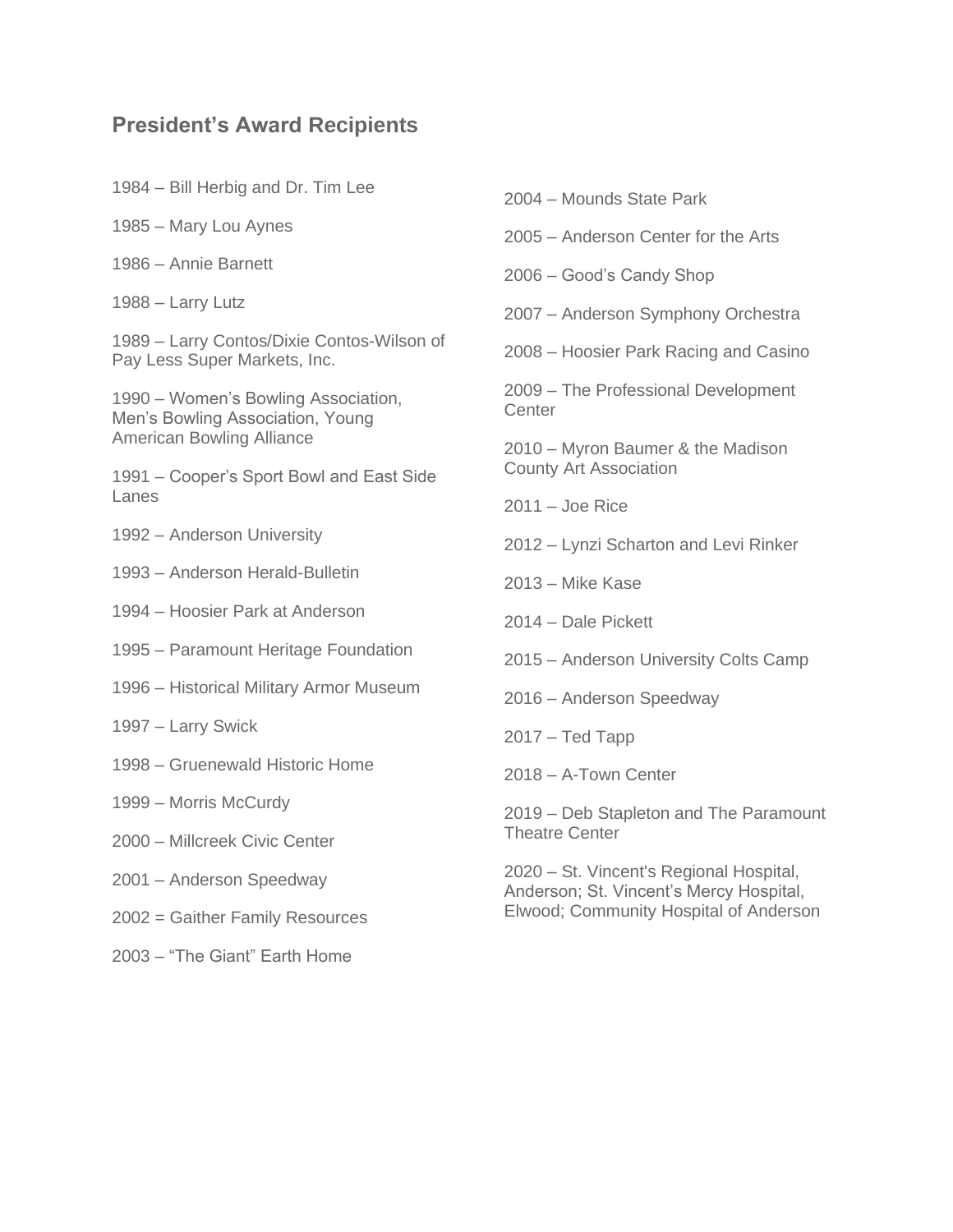## President's Award Recipients

1984 – Bill Herbig and Dr. Tim Lee

1985 – Mary Lou Aynes

1986 – Annie Barnett

1988 – Larry Lutz

1989 – Larry Contos/Dixie Contos-Wilson of Pay Less Super Markets, Inc.

1990 – Women's Bowling Association, Men's Bowling Association, Young American Bowling Alliance

1991 – Cooper's Sport Bowl and East Side Lanes

1992 – Anderson University

1993 – Anderson Herald-Bulletin

1994 – Hoosier Park at Anderson

1995 – Paramount Heritage Foundation

1996 – Historical Military Armor Museum

1997 – Larry Swick

1998 – Gruenewald Historic Home

1999 – Morris McCurdy

2000 – Millcreek Civic Center

2001 – Anderson Speedway

2002 = Gaither Family Resources

2003 – "The Giant" Earth Home

2004 – Mounds State Park

2005 – Anderson Center for the Arts

2006 – Good's Candy Shop

2007 – Anderson Symphony Orchestra

2008 – Hoosier Park Racing and Casino

2009 – The Professional Development Center

2010 – Myron Baumer & the Madison County Art Association

2011 – Joe Rice

2012 – Lynzi Scharton and Levi Rinker

2013 – Mike Kase

2014 – Dale Pickett

2015 – Anderson University Colts Camp

2016 – Anderson Speedway

2017 – Ted Tapp

2018 – A-Town Center

2019 – Deb Stapleton and The Paramount Theatre Center

2020 – St. Vincent's Regional Hospital, Anderson; St. Vincent's Mercy Hospital, Elwood; Community Hospital of Anderson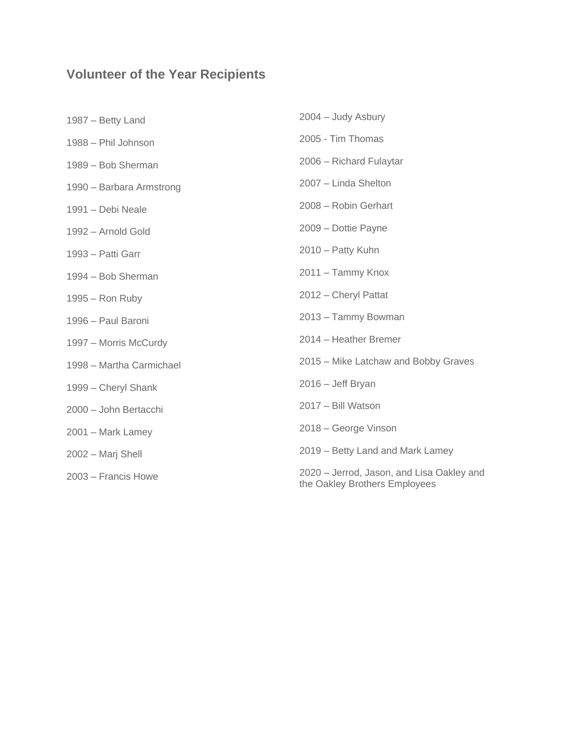## Volunteer of the Year Recipients

1987 – Betty Land

1988 – Phil Johnson

1989 – Bob Sherman

1990 – Barbara Armstrong

1991 – Debi Neale

1992 – Arnold Gold

1993 – Patti Garr

1994 – Bob Sherman

1995 – Ron Ruby

1996 – Paul Baroni

1997 – Morris McCurdy

1998 – Martha Carmichael

1999 – Cheryl Shank

2000 – John Bertacchi

2001 – Mark Lamey

2002 – Marj Shell

2003 – Francis Howe

2004 – Judy Asbury

2005 - Tim Thomas

2006 – Richard Fulaytar

2007 – Linda Shelton

2008 – Robin Gerhart

2009 – Dottie Payne

2010 – Patty Kuhn

2011 – Tammy Knox

2012 – Cheryl Pattat

2013 – Tammy Bowman

2014 – Heather Bremer

2015 – Mike Latchaw and Bobby Graves

2016 – Jeff Bryan

2017 – Bill Watson

2018 – George Vinson

2019 – Betty Land and Mark Lamey

2020 – Jerrod, Jason, and Lisa Oakley and the Oakley Brothers Employees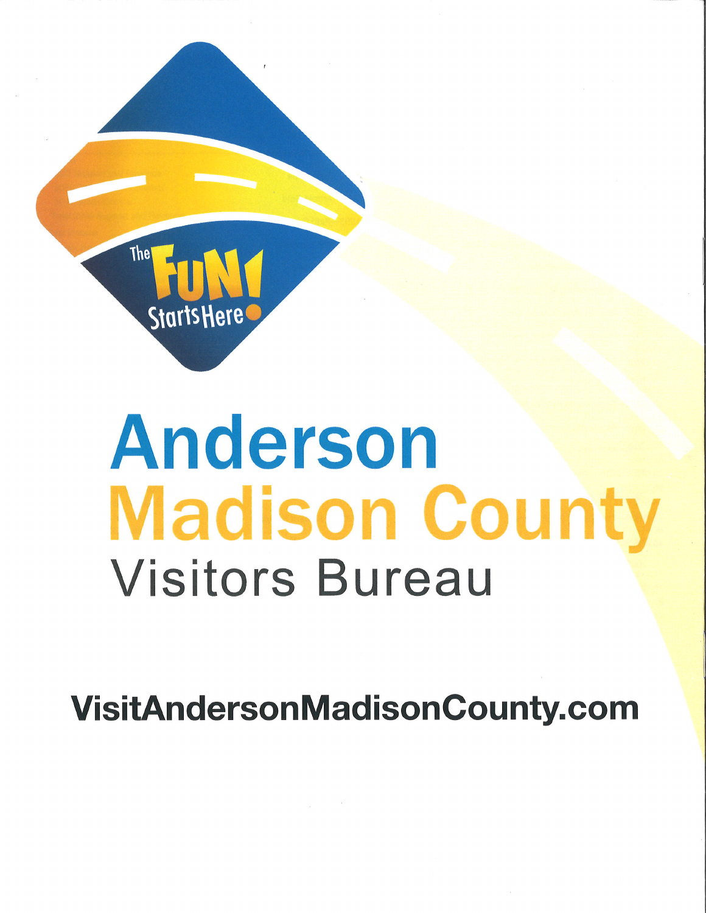The FUN! Starts Here

# Anderson
# Madison County
## Visitors Bureau

**VisitAndersonMadisonCounty.com**